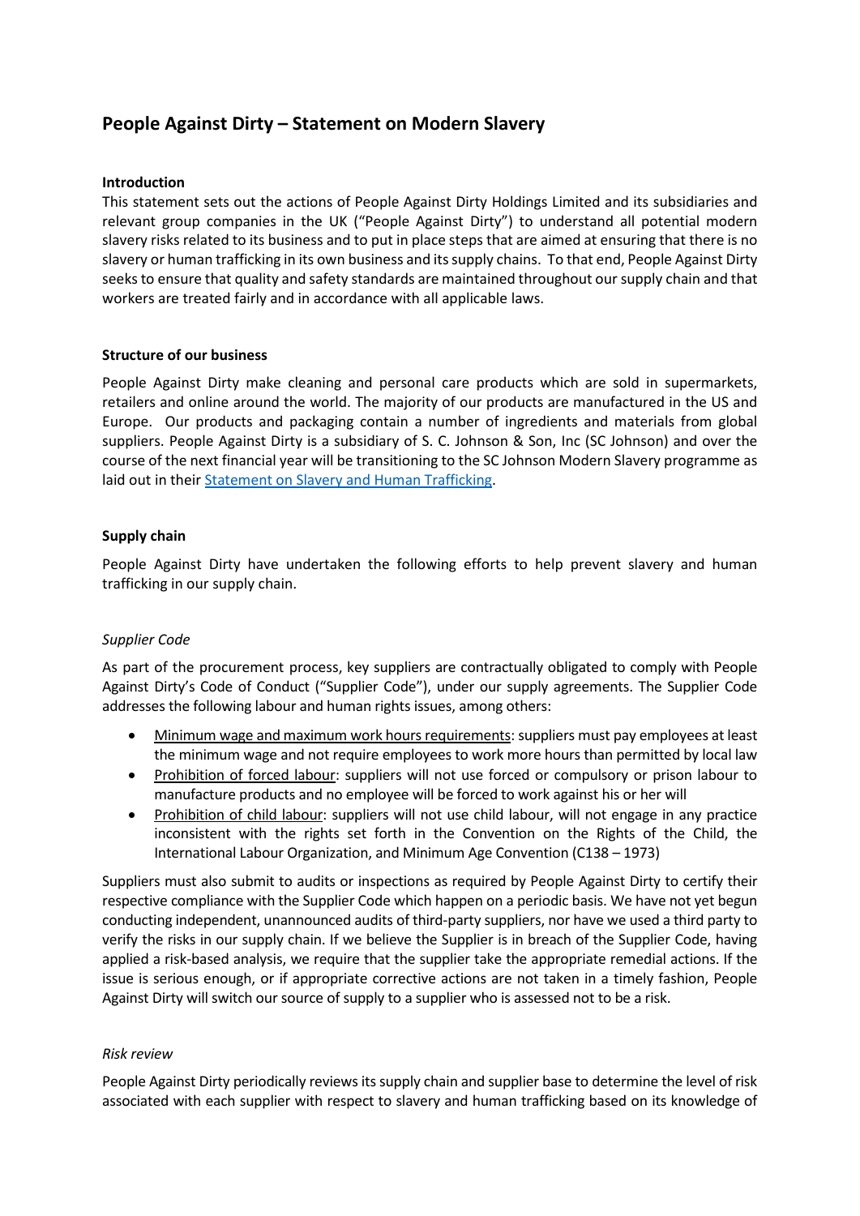# People Against Dirty – Statement on Modern Slavery

**Introduction**

This statement sets out the actions of People Against Dirty Holdings Limited and its subsidiaries and relevant group companies in the UK ("People Against Dirty") to understand all potential modern slavery risks related to its business and to put in place steps that are aimed at ensuring that there is no slavery or human trafficking in its own business and its supply chains. To that end, People Against Dirty seeks to ensure that quality and safety standards are maintained throughout our supply chain and that workers are treated fairly and in accordance with all applicable laws.

**Structure of our business**

People Against Dirty make cleaning and personal care products which are sold in supermarkets, retailers and online around the world. The majority of our products are manufactured in the US and Europe. Our products and packaging contain a number of ingredients and materials from global suppliers. People Against Dirty is a subsidiary of S. C. Johnson & Son, Inc (SC Johnson) and over the course of the next financial year will be transitioning to the SC Johnson Modern Slavery programme as laid out in their Statement on Slavery and Human Trafficking.

**Supply chain**

People Against Dirty have undertaken the following efforts to help prevent slavery and human trafficking in our supply chain.

*Supplier Code*

As part of the procurement process, key suppliers are contractually obligated to comply with People Against Dirty's Code of Conduct ("Supplier Code"), under our supply agreements. The Supplier Code addresses the following labour and human rights issues, among others:

- Minimum wage and maximum work hours requirements: suppliers must pay employees at least the minimum wage and not require employees to work more hours than permitted by local law
- Prohibition of forced labour: suppliers will not use forced or compulsory or prison labour to manufacture products and no employee will be forced to work against his or her will
- Prohibition of child labour: suppliers will not use child labour, will not engage in any practice inconsistent with the rights set forth in the Convention on the Rights of the Child, the International Labour Organization, and Minimum Age Convention (C138 – 1973)

Suppliers must also submit to audits or inspections as required by People Against Dirty to certify their respective compliance with the Supplier Code which happen on a periodic basis. We have not yet begun conducting independent, unannounced audits of third-party suppliers, nor have we used a third party to verify the risks in our supply chain. If we believe the Supplier is in breach of the Supplier Code, having applied a risk-based analysis, we require that the supplier take the appropriate remedial actions. If the issue is serious enough, or if appropriate corrective actions are not taken in a timely fashion, People Against Dirty will switch our source of supply to a supplier who is assessed not to be a risk.

*Risk review*

People Against Dirty periodically reviews its supply chain and supplier base to determine the level of risk associated with each supplier with respect to slavery and human trafficking based on its knowledge of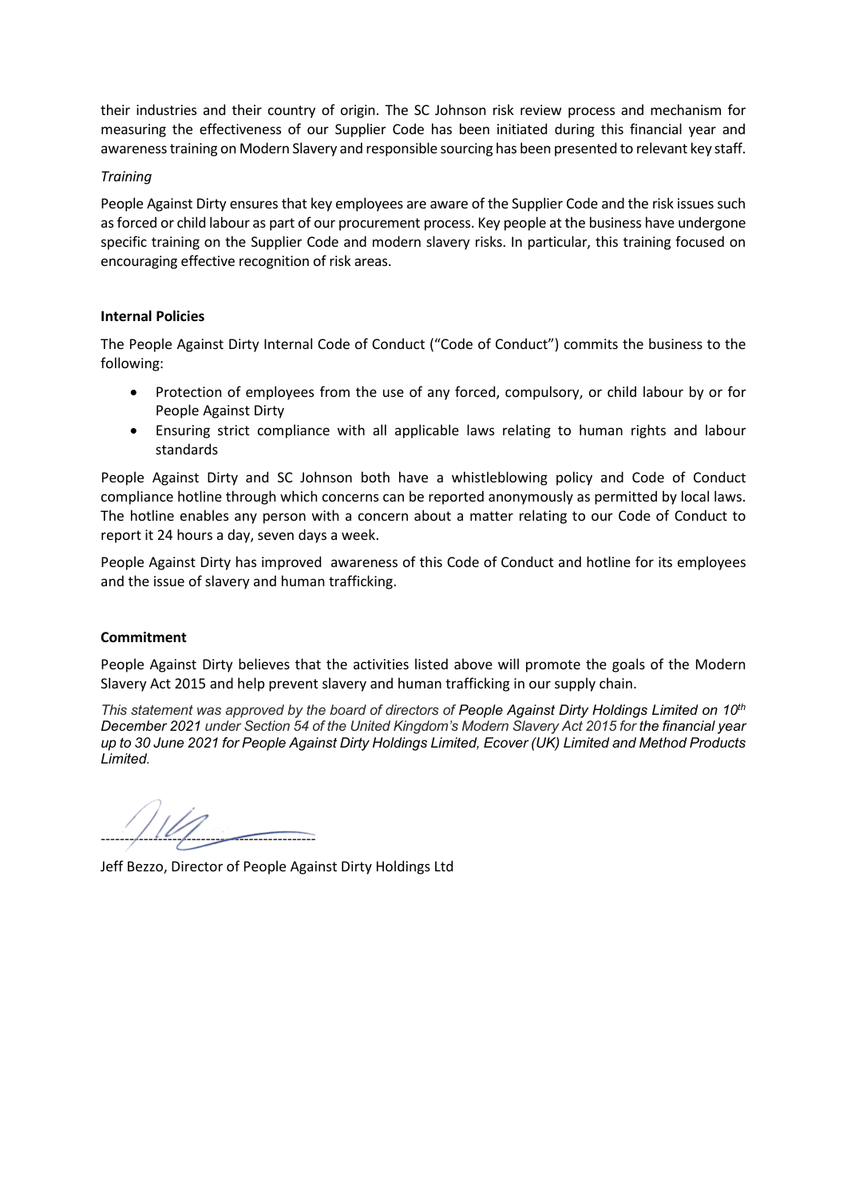their industries and their country of origin. The SC Johnson risk review process and mechanism for measuring the effectiveness of our Supplier Code has been initiated during this financial year and awareness training on Modern Slavery and responsible sourcing has been presented to relevant key staff.

*Training*

People Against Dirty ensures that key employees are aware of the Supplier Code and the risk issues such as forced or child labour as part of our procurement process. Key people at the business have undergone specific training on the Supplier Code and modern slavery risks. In particular, this training focused on encouraging effective recognition of risk areas.

**Internal Policies**

The People Against Dirty Internal Code of Conduct ("Code of Conduct") commits the business to the following:

- Protection of employees from the use of any forced, compulsory, or child labour by or for People Against Dirty
- Ensuring strict compliance with all applicable laws relating to human rights and labour standards

People Against Dirty and SC Johnson both have a whistleblowing policy and Code of Conduct compliance hotline through which concerns can be reported anonymously as permitted by local laws. The hotline enables any person with a concern about a matter relating to our Code of Conduct to report it 24 hours a day, seven days a week.

People Against Dirty has improved awareness of this Code of Conduct and hotline for its employees and the issue of slavery and human trafficking.

**Commitment**

People Against Dirty believes that the activities listed above will promote the goals of the Modern Slavery Act 2015 and help prevent slavery and human trafficking in our supply chain.

*This statement was approved by the board of directors of People Against Dirty Holdings Limited on 10th December 2021 under Section 54 of the United Kingdom's Modern Slavery Act 2015 for the financial year up to 30 June 2021 for People Against Dirty Holdings Limited, Ecover (UK) Limited and Method Products Limited.*

-------------------------------------------

Jeff Bezzo, Director of People Against Dirty Holdings Ltd